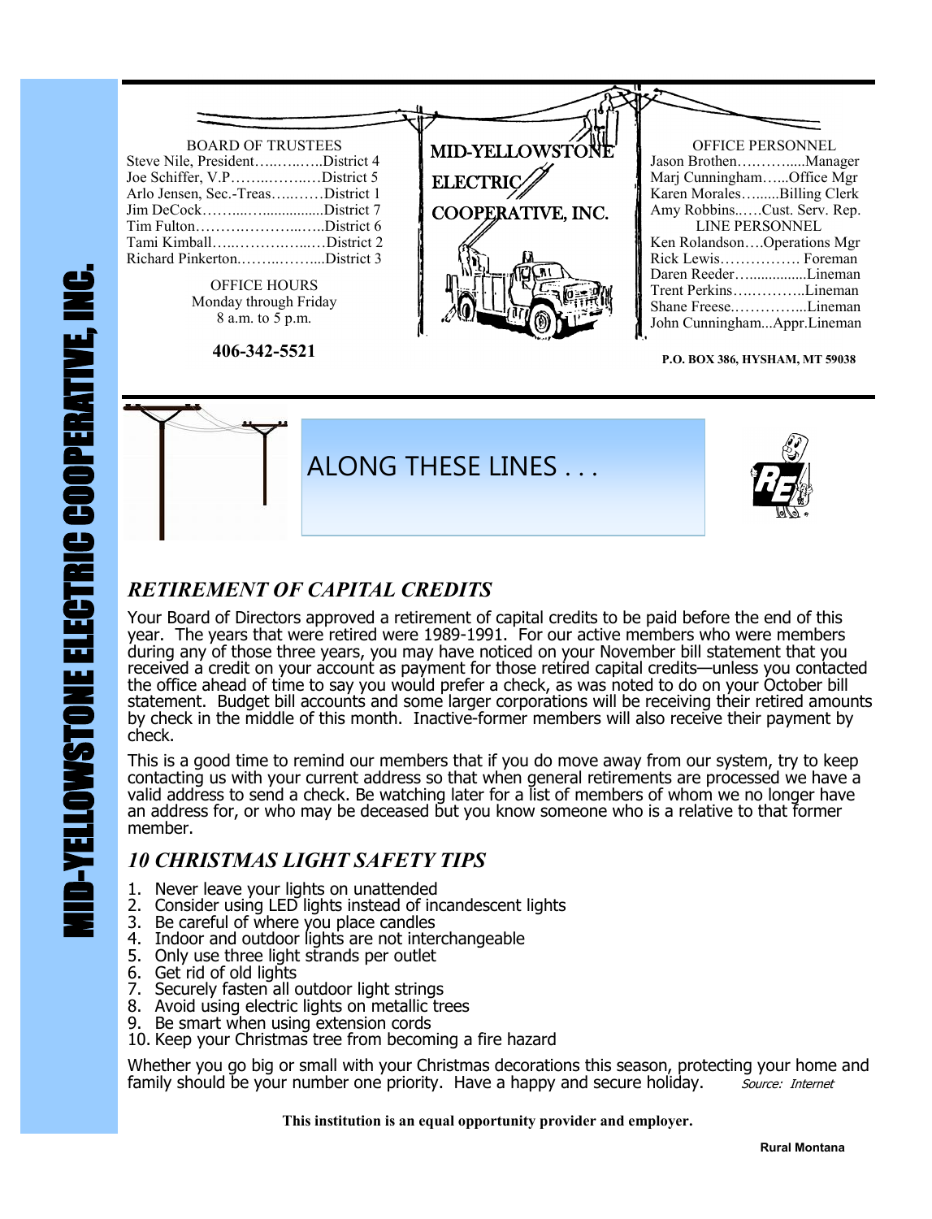# MID-YELLOWSTONE ELECTRIC COOPERATIVE, INC.

**BOARD OF TRUSTEES**

Steve Nile, President……...…..District 4
Joe Schiffer, V.P……..……..…District 5
Arlo Jensen, Sec.-Treas…..……District 1
Jim DeCock……....….................District 7
Tim Fulton……….………...….District 6
Tami Kimball…...…………....…District 2
Richard Pinkerton.……..……....District 3

OFFICE HOURS
Monday through Friday
8 a.m. to 5 p.m.

**406-342-5521**

**MID-YELLOWSTONE ELECTRIC COOPERATIVE, INC.**

**OFFICE PERSONNEL**

Jason Brothen…….…......Manager
Marj Cunningham…...Office Mgr
Karen Morales…......Billing Clerk
Amy Robbins..….Cust. Serv. Rep.

**LINE PERSONNEL**

Ken Rolandson….Operations Mgr
Rick Lewis……………. Foreman
Daren Reeder…...............Lineman
Trent Perkins…..………..Lineman
Shane Freese.…………...Lineman
John Cunningham...Appr.Lineman

**P.O. BOX 386, HYSHAM, MT 59038**

## ALONG THESE LINES . . .

### *RETIREMENT OF CAPITAL CREDITS*

Your Board of Directors approved a retirement of capital credits to be paid before the end of this year. The years that were retired were 1989-1991. For our active members who were members during any of those three years, you may have noticed on your November bill statement that you received a credit on your account as payment for those retired capital credits—unless you contacted the office ahead of time to say you would prefer a check, as was noted to do on your October bill statement. Budget bill accounts and some larger corporations will be receiving their retired amounts by check in the middle of this month. Inactive-former members will also receive their payment by check.

This is a good time to remind our members that if you do move away from our system, try to keep contacting us with your current address so that when general retirements are processed we have a valid address to send a check. Be watching later for a list of members of whom we no longer have an address for, or who may be deceased but you know someone who is a relative to that former member.

### *10 CHRISTMAS LIGHT SAFETY TIPS*

1. Never leave your lights on unattended
2. Consider using LED lights instead of incandescent lights
3. Be careful of where you place candles
4. Indoor and outdoor lights are not interchangeable
5. Only use three light strands per outlet
6. Get rid of old lights
7. Securely fasten all outdoor light strings
8. Avoid using electric lights on metallic trees
9. Be smart when using extension cords
10. Keep your Christmas tree from becoming a fire hazard

Whether you go big or small with your Christmas decorations this season, protecting your home and family should be your number one priority. Have a happy and secure holiday. *Source: Internet*

**This institution is an equal opportunity provider and employer.**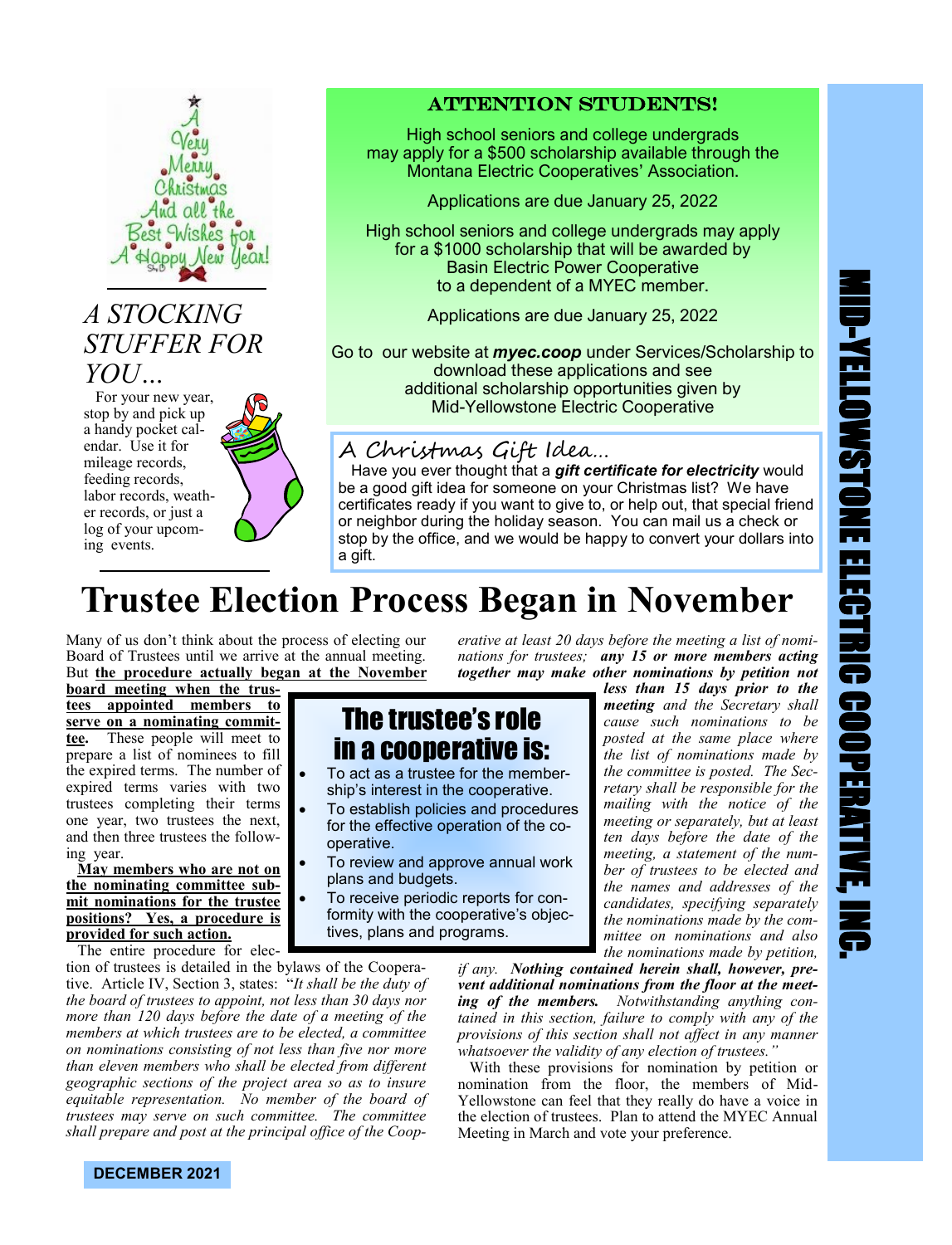A Very Merry Christmas And all the Best Wishes for A Happy New Year!

## A STOCKING STUFFER FOR YOU…

For your new year, stop by and pick up a handy pocket calendar. Use it for mileage records, feeding records, labor records, weather records, or just a log of your upcoming events.

### ATTENTION STUDENTS!

High school seniors and college undergrads may apply for a $500 scholarship available through the Montana Electric Cooperatives' Association.

Applications are due January 25, 2022

High school seniors and college undergrads may apply for a $1000 scholarship that will be awarded by Basin Electric Power Cooperative to a dependent of a MYEC member.

Applications are due January 25, 2022

Go to our website at ***myec.coop*** under Services/Scholarship to download these applications and see additional scholarship opportunities given by Mid-Yellowstone Electric Cooperative

### A Christmas Gift Idea…

Have you ever thought that a ***gift certificate for electricity*** would be a good gift idea for someone on your Christmas list? We have certificates ready if you want to give to, or help out, that special friend or neighbor during the holiday season. You can mail us a check or stop by the office, and we would be happy to convert your dollars into a gift.

# Trustee Election Process Began in November

Many of us don't think about the process of electing our Board of Trustees until we arrive at the annual meeting. But **the procedure actually began at the November board meeting when the trustees appointed members to serve on a nominating committee.** These people will meet to prepare a list of nominees to fill the expired terms. The number of expired terms varies with two trustees completing their terms one year, two trustees the next, and then three trustees the following year.

**May members who are not on the nominating committee submit nominations for the trustee positions? Yes, a procedure is provided for such action.**

The entire procedure for election of trustees is detailed in the bylaws of the Cooperative. Article IV, Section 3, states: "*It shall be the duty of the board of trustees to appoint, not less than 30 days nor more than 120 days before the date of a meeting of the members at which trustees are to be elected, a committee on nominations consisting of not less than five nor more than eleven members who shall be elected from different geographic sections of the project area so as to insure equitable representation. No member of the board of trustees may serve on such committee. The committee shall prepare and post at the principal office of the Cooperative at least 20 days before the meeting a list of nominations for trustees;* ***any 15 or more members acting together may make*** *other nominations by petition* ***not less than 15 days prior to the meeting*** *and the Secretary shall cause such nominations to be posted at the same place where the list of nominations made by the committee is posted. The Secretary shall be responsible for the mailing with the notice of the meeting or separately, but at least ten days before the date of the meeting, a statement of the number of trustees to be elected and the names and addresses of the candidates, specifying separately the nominations made by the committee on nominations and also the nominations made by petition, if any.* ***Nothing contained herein shall, however, prevent additional nominations from the floor at the meeting of the members.*** *Notwithstanding anything contained in this section, failure to comply with any of the provisions of this section shall not affect in any manner whatsoever the validity of any election of trustees.*"

With these provisions for nomination by petition or nomination from the floor, the members of Mid-Yellowstone can feel that they really do have a voice in the election of trustees. Plan to attend the MYEC Annual Meeting in March and vote your preference.

### The trustee's role in a cooperative is:

- To act as a trustee for the membership's interest in the cooperative.
- To establish policies and procedures for the effective operation of the cooperative.
- To review and approve annual work plans and budgets.
- To receive periodic reports for conformity with the cooperative's objectives, plans and programs.

MID-YELLOWSTONE ELECTRIC COOPERATIVE, INC.

DECEMBER 2021